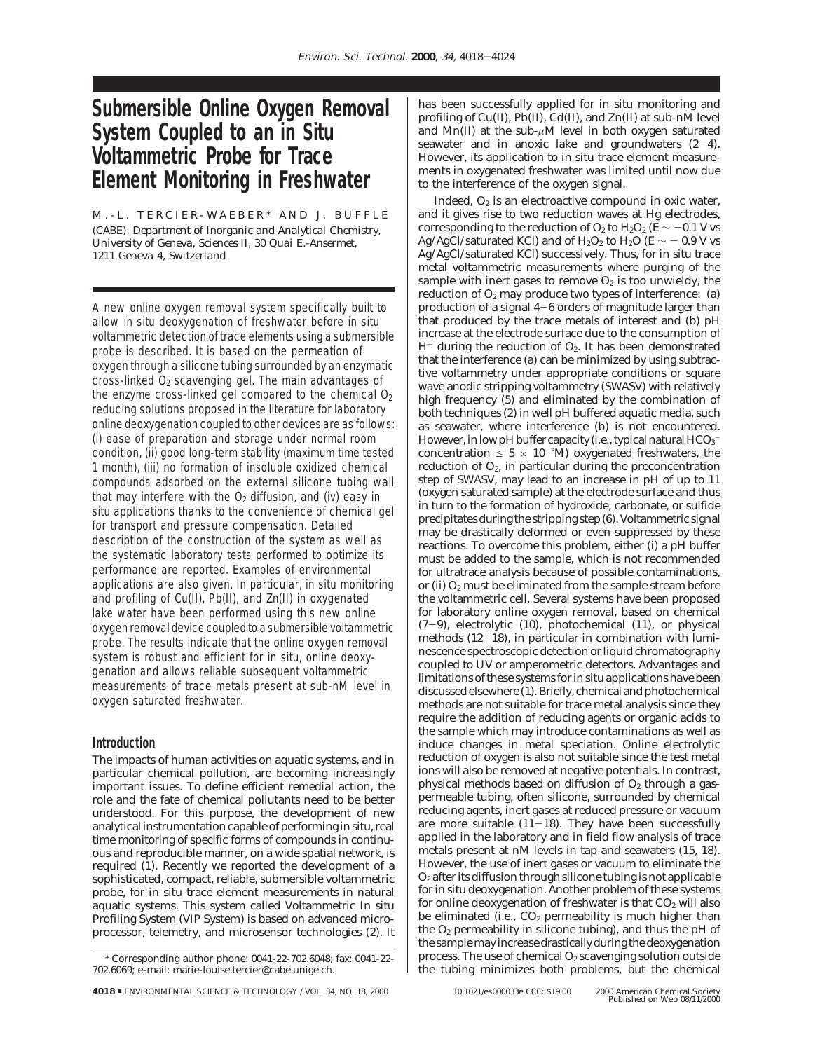# Submersible Online Oxygen Removal System Coupled to an in Situ Voltammetric Probe for Trace Element Monitoring in Freshwater

M.-L. TERCIER-WAEBER* AND J. BUFFLE

(CABE), *Department of Inorganic and Analytical Chemistry, University of Geneva, Sciences II, 30 Quai E.-Ansermet, 1211 Geneva 4, Switzerland*

A new online oxygen removal system specifically built to allow in situ deoxygenation of freshwater before in situ voltammetric detection of trace elements using a submersible probe is described. It is based on the permeation of oxygen through a silicone tubing surrounded by an enzymatic cross-linked $O_2$ scavenging gel. The main advantages of the enzyme cross-linked gel compared to the chemical $O_2$ reducing solutions proposed in the literature for laboratory online deoxygenation coupled to other devices are as follows: (i) ease of preparation and storage under normal room condition, (ii) good long-term stability (maximum time tested 1 month), (iii) no formation of insoluble oxidized chemical compounds adsorbed on the external silicone tubing wall that may interfere with the $O_2$ diffusion, and (iv) easy in situ applications thanks to the convenience of chemical gel for transport and pressure compensation. Detailed description of the construction of the system as well as the systematic laboratory tests performed to optimize its performance are reported. Examples of environmental applications are also given. In particular, in situ monitoring and profiling of Cu(II), Pb(II), and Zn(II) in oxygenated lake water have been performed using this new online oxygen removal device coupled to a submersible voltammetric probe. The results indicate that the online oxygen removal system is robust and efficient for in situ, online deoxygenation and allows reliable subsequent voltammetric measurements of trace metals present at sub-nM level in oxygen saturated freshwater.

## Introduction

The impacts of human activities on aquatic systems, and in particular chemical pollution, are becoming increasingly important issues. To define efficient remedial action, the role and the fate of chemical pollutants need to be better understood. For this purpose, the development of new analytical instrumentation capable of performing in situ, real time monitoring of specific forms of compounds in continuous and reproducible manner, on a wide spatial network, is required (1). Recently we reported the development of a sophisticated, compact, reliable, submersible voltammetric probe, for in situ trace element measurements in natural aquatic systems. This system called Voltammetric In situ Profiling System (VIP System) is based on advanced microprocessor, telemetry, and microsensor technologies (2). It has been successfully applied for in situ monitoring and profiling of Cu(II), Pb(II), Cd(II), and Zn(II) at sub-nM level and Mn(II) at the sub-$\mu$M level in both oxygen saturated seawater and in anoxic lake and groundwaters (2−4). However, its application to in situ trace element measurements in oxygenated freshwater was limited until now due to the interference of the oxygen signal.

Indeed, $O_2$ is an electroactive compound in oxic water, and it gives rise to two reduction waves at Hg electrodes, corresponding to the reduction of $O_2$ to $H_2O_2$ ($E \sim -0.1$ V vs Ag/AgCl/saturated KCl) and of $H_2O_2$ to $H_2O$ ($E \sim -0.9$ V vs Ag/AgCl/saturated KCl) successively. Thus, for in situ trace metal voltammetric measurements where purging of the sample with inert gases to remove $O_2$ is too unwieldy, the reduction of $O_2$ may produce two types of interference: (a) production of a signal 4−6 orders of magnitude larger than that produced by the trace metals of interest and (b) pH increase at the electrode surface due to the consumption of $H^+$ during the reduction of $O_2$. It has been demonstrated that the interference (a) can be minimized by using subtractive voltammetry under appropriate conditions or square wave anodic stripping voltammetry (SWASV) with relatively high frequency (5) and eliminated by the combination of both techniques (2) in well pH buffered aquatic media, such as seawater, where interference (b) is not encountered. However, in low pH buffer capacity (i.e., typical natural $HCO_3^-$ concentration $\leq 5 \times 10^{-3}$M) oxygenated freshwaters, the reduction of $O_2$, in particular during the preconcentration step of SWASV, may lead to an increase in pH of up to 11 (oxygen saturated sample) at the electrode surface and thus in turn to the formation of hydroxide, carbonate, or sulfide precipitates during the stripping step (6). Voltammetric signal may be drastically deformed or even suppressed by these reactions. To overcome this problem, either (i) a pH buffer must be added to the sample, which is not recommended for ultratrace analysis because of possible contaminations, or (ii) $O_2$ must be eliminated from the sample stream before the voltammetric cell. Several systems have been proposed for laboratory online oxygen removal, based on chemical (7−9), electrolytic (10), photochemical (11), or physical methods (12−18), in particular in combination with luminescence spectroscopic detection or liquid chromatography coupled to UV or amperometric detectors. Advantages and limitations of these systems for in situ applications have been discussed elsewhere (1). Briefly, chemical and photochemical methods are not suitable for trace metal analysis since they require the addition of reducing agents or organic acids to the sample which may introduce contaminations as well as induce changes in metal speciation. Online electrolytic reduction of oxygen is also not suitable since the test metal ions will also be removed at negative potentials. In contrast, physical methods based on diffusion of $O_2$ through a gas-permeable tubing, often silicone, surrounded by chemical reducing agents, inert gases at reduced pressure or vacuum are more suitable (11−18). They have been successfully applied in the laboratory and in field flow analysis of trace metals present at nM levels in tap and seawaters (15, 18). However, the use of inert gases or vacuum to eliminate the $O_2$ after its diffusion through silicone tubing is not applicable for in situ deoxygenation. Another problem of these systems for online deoxygenation of freshwater is that $CO_2$ will also be eliminated (i.e., $CO_2$ permeability is much higher than the $O_2$ permeability in silicone tubing), and thus the pH of the sample may increase drastically during the deoxygenation process. The use of chemical $O_2$ scavenging solution outside the tubing minimizes both problems, but the chemical

\* Corresponding author phone: 0041-22-702.6048; fax: 0041-22-702.6069; e-mail: marie-louise.tercier@cabe.unige.ch.

10.1021/es000033e CCC: $19.00 © 2000 American Chemical Society
Published on Web 08/11/2000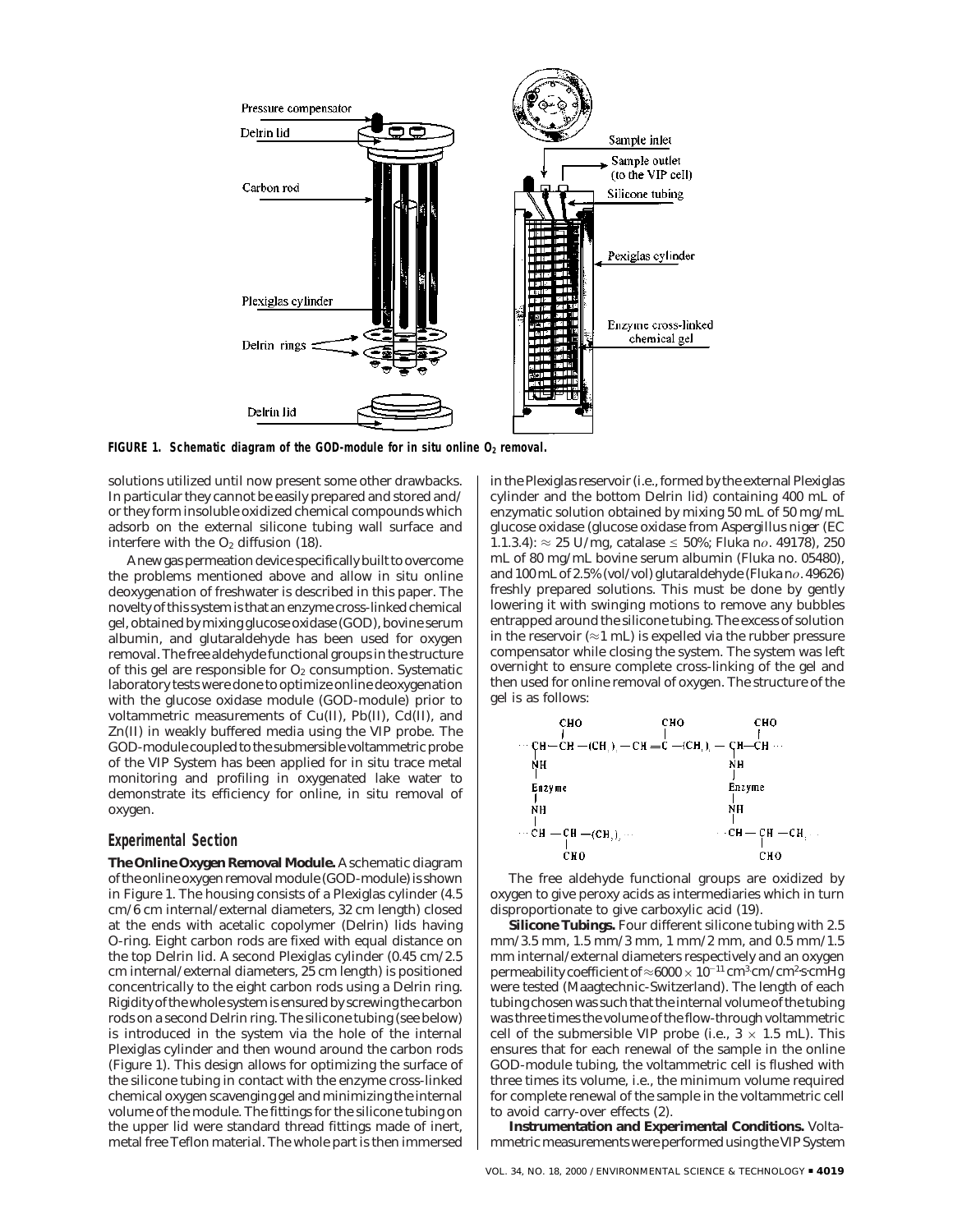FIGURE 1. Schematic diagram of the GOD-module for in situ online $O_2$ removal.

solutions utilized until now present some other drawbacks. In particular they cannot be easily prepared and stored and/or they form insoluble oxidized chemical compounds which adsorb on the external silicone tubing wall surface and interfere with the $O_2$ diffusion (18).

A new gas permeation device specifically built to overcome the problems mentioned above and allow in situ online deoxygenation of freshwater is described in this paper. The novelty of this system is that an enzyme cross-linked chemical gel, obtained by mixing glucose oxidase (GOD), bovine serum albumin, and glutaraldehyde has been used for oxygen removal. The free aldehyde functional groups in the structure of this gel are responsible for $O_2$ consumption. Systematic laboratory tests were done to optimize online deoxygenation with the glucose oxidase module (GOD-module) prior to voltammetric measurements of Cu(II), Pb(II), Cd(II), and Zn(II) in weakly buffered media using the VIP probe. The GOD-module coupled to the submersible voltammetric probe of the VIP System has been applied for in situ trace metal monitoring and profiling in oxygenated lake water to demonstrate its efficiency for online, in situ removal of oxygen.

## Experimental Section

**The Online Oxygen Removal Module.** A schematic diagram of the online oxygen removal module (GOD-module) is shown in Figure 1. The housing consists of a Plexiglas cylinder (4.5 cm/6 cm internal/external diameters, 32 cm length) closed at the ends with acetalic copolymer (Delrin) lids having O-ring. Eight carbon rods are fixed with equal distance on the top Delrin lid. A second Plexiglas cylinder (0.45 cm/2.5 cm internal/external diameters, 25 cm length) is positioned concentrically to the eight carbon rods using a Delrin ring. Rigidity of the whole system is ensured by screwing the carbon rods on a second Delrin ring. The silicone tubing (see below) is introduced in the system via the hole of the internal Plexiglas cylinder and then wound around the carbon rods (Figure 1). This design allows for optimizing the surface of the silicone tubing in contact with the enzyme cross-linked chemical oxygen scavenging gel and minimizing the internal volume of the module. The fittings for the silicone tubing on the upper lid were standard thread fittings made of inert, metal free Teflon material. The whole part is then immersed in the Plexiglas reservoir (i.e., formed by the external Plexiglas cylinder and the bottom Delrin lid) containing 400 mL of enzymatic solution obtained by mixing 50 mL of 50 mg/mL glucose oxidase (glucose oxidase from *Aspergillus niger* (EC 1.1.3.4): ≈ 25 U/mg, catalase ≤ 50%; Fluka *no.* 49178), 250 mL of 80 mg/mL bovine serum albumin (Fluka no. 05480), and 100 mL of 2.5% (vol/vol) glutaraldehyde (Fluka *no.* 49626) freshly prepared solutions. This must be done by gently lowering it with swinging motions to remove any bubbles entrapped around the silicone tubing. The excess of solution in the reservoir (≈1 mL) is expelled via the rubber pressure compensator while closing the system. The system was left overnight to ensure complete cross-linking of the gel and then used for online removal of oxygen. The structure of the gel is as follows:

The free aldehyde functional groups are oxidized by oxygen to give peroxy acids as intermediaries which in turn disproportionate to give carboxylic acid (19).

**Silicone Tubings.** Four different silicone tubing with 2.5 mm/3.5 mm, 1.5 mm/3 mm, 1 mm/2 mm, and 0.5 mm/1.5 mm internal/external diameters respectively and an oxygen permeability coefficient of $\approx 6000 \times 10^{-11}$ $cm^3 \cdot cm/cm^2 \cdot s \cdot cmHg$ were tested (Maagtechnic-Switzerland). The length of each tubing chosen was such that the internal volume of the tubing was three times the volume of the flow-through voltammetric cell of the submersible VIP probe (i.e., $3 \times 1.5$ mL). This ensures that for each renewal of the sample in the online GOD-module tubing, the voltammetric cell is flushed with three times its volume, i.e., the minimum volume required for complete renewal of the sample in the voltammetric cell to avoid carry-over effects (2).

**Instrumentation and Experimental Conditions.** Voltammetric measurements were performed using the VIP System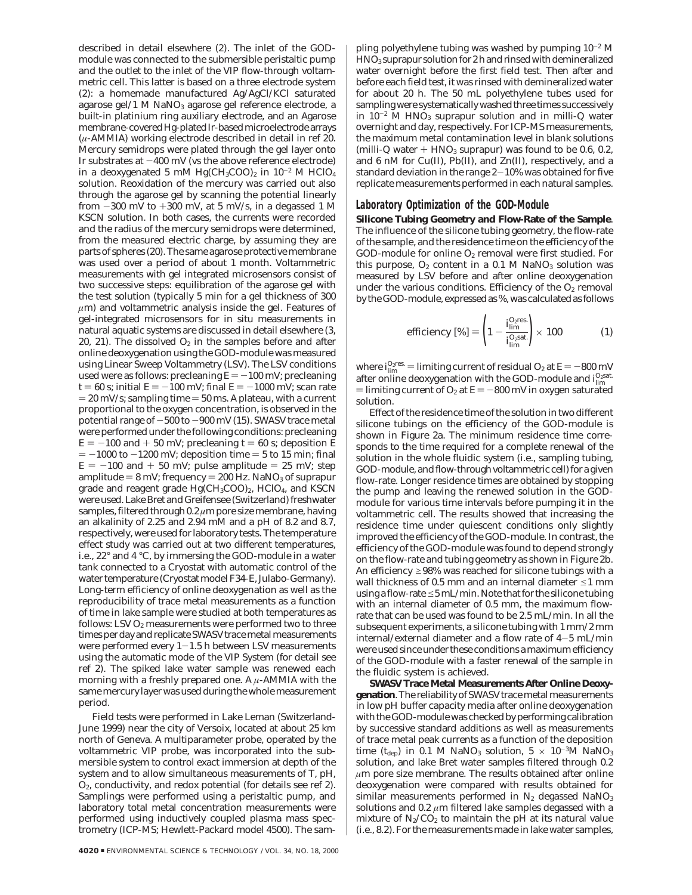described in detail elsewhere (2). The inlet of the GOD-module was connected to the submersible peristaltic pump and the outlet to the inlet of the VIP flow-through voltammetric cell. This latter is based on a three electrode system (2): a homemade manufactured Ag/AgCl/KCl saturated agarose gel/1 M $NaNO_3$ agarose gel reference electrode, a built-in platinium ring auxiliary electrode, and an Agarose membrane-covered Hg-plated Ir-based microelectrode arrays ($\mu$-AMMIA) working electrode described in detail in ref 20. Mercury semidrops were plated through the gel layer onto Ir substrates at −400 mV (vs the above reference electrode) in a deoxygenated 5 mM $Hg(CH_3COO)_2$ in $10^{-2}$ M $HClO_4$ solution. Reoxidation of the mercury was carried out also through the agarose gel by scanning the potential linearly from −300 mV to +300 mV, at 5 mV/s, in a degassed 1 M KSCN solution. In both cases, the currents were recorded and the radius of the mercury semidrops were determined, from the measured electric charge, by assuming they are parts of spheres (20). The same agarose protective membrane was used over a period of about 1 month. Voltammetric measurements with gel integrated microsensors consist of two successive steps: equilibration of the agarose gel with the test solution (typically 5 min for a gel thickness of 300 $\mu$m) and voltammetric analysis inside the gel. Features of gel-integrated microsensors for in situ measurements in natural aquatic systems are discussed in detail elsewhere (3, 20, 21). The dissolved $O_2$ in the samples before and after online deoxygenation using the GOD-module was measured using Linear Sweep Voltammetry (LSV). The LSV conditions used were as follows: precleaning $E = -100$ mV; precleaning $t = 60$ s; initial $E = -100$ mV; final $E = -1000$ mV; scan rate = 20 mV/s; sampling time = 50 ms. A plateau, with a current proportional to the oxygen concentration, is observed in the potential range of −500 to −900 mV (15). SWASV trace metal were performed under the following conditions: precleaning $E = -100$ and + 50 mV; precleaning $t = 60$ s; deposition $E = -1000$ to −1200 mV; deposition time = 5 to 15 min; final $E = -100$ and + 50 mV; pulse amplitude = 25 mV; step amplitude = 8 mV; frequency = 200 Hz. $NaNO_3$ of suprapur grade and reagent grade $Hg(CH_3COO)_2$, $HClO_4$, and KSCN were used. Lake Bret and Greifensee (Switzerland) freshwater samples, filtered through 0.2 $\mu$m pore size membrane, having an alkalinity of 2.25 and 2.94 mM and a pH of 8.2 and 8.7, respectively, were used for laboratory tests. The temperature effect study was carried out at two different temperatures, i.e., 22° and 4 °C, by immersing the GOD-module in a water tank connected to a Cryostat with automatic control of the water temperature (Cryostat model F34-E, Julabo-Germany). Long-term efficiency of online deoxygenation as well as the reproducibility of trace metal measurements as a function of time in lake sample were studied at both temperatures as follows: LSV $O_2$ measurements were performed two to three times per day and replicate SWASV trace metal measurements were performed every 1−1.5 h between LSV measurements using the automatic mode of the VIP System (for detail see ref 2). The spiked lake water sample was renewed each morning with a freshly prepared one. A $\mu$-AMMIA with the same mercury layer was used during the whole measurement period.

Field tests were performed in Lake Leman (Switzerland-June 1999) near the city of Versoix, located at about 25 km north of Geneva. A multiparameter probe, operated by the voltammetric VIP probe, was incorporated into the submersible system to control exact immersion at depth of the system and to allow simultaneous measurements of T, pH, $O_2$, conductivity, and redox potential (for details see ref 2). Samplings were performed using a peristaltic pump, and laboratory total metal concentration measurements were performed using inductively coupled plasma mass spectrometry (ICP-MS; Hewlett-Packard model 4500). The sampling polyethylene tubing was washed by pumping $10^{-2}$ M $HNO_3$ suprapur solution for 2 h and rinsed with demineralized water overnight before the first field test. Then after and before each field test, it was rinsed with demineralized water for about 20 h. The 50 mL polyethylene tubes used for sampling were systematically washed three times successively in $10^{-2}$ M $HNO_3$ suprapur solution and in milli-Q water overnight and day, respectively. For ICP-MS measurements, the maximum metal contamination level in blank solutions (milli-Q water + $HNO_3$ suprapur) was found to be 0.6, 0.2, and 6 nM for Cu(II), Pb(II), and Zn(II), respectively, and a standard deviation in the range 2−10% was obtained for five replicate measurements performed in each natural samples.

## Laboratory Optimization of the GOD-Module

**Silicone Tubing Geometry and Flow-Rate of the Sample.** The influence of the silicone tubing geometry, the flow-rate of the sample, and the residence time on the efficiency of the GOD-module for online $O_2$ removal were first studied. For this purpose, $O_2$ content in a 0.1 M $NaNO_3$ solution was measured by LSV before and after online deoxygenation under the various conditions. Efficiency of the $O_2$ removal by the GOD-module, expressed as %, was calculated as follows

$$\text{efficiency [\%]} = \left(1 - \frac{i_{\lim}^{O_2\text{res.}}}{i_{\lim}^{O_2\text{sat.}}}\right) \times 100 \qquad (1)$$

where $i_{\lim}^{O_2\text{res.}}$ = limiting current of residual $O_2$ at $E = -800$ mV after online deoxygenation with the GOD-module and $i_{\lim}^{O_2\text{sat.}}$ = limiting current of $O_2$ at $E = -800$ mV in oxygen saturated solution.

Effect of the residence time of the solution in two different silicone tubings on the efficiency of the GOD-module is shown in Figure 2a. The minimum residence time corresponds to the time required for a complete renewal of the solution in the whole fluidic system (i.e., sampling tubing, GOD-module, and flow-through voltammetric cell) for a given flow-rate. Longer residence times are obtained by stopping the pump and leaving the renewed solution in the GOD-module for various time intervals before pumping it in the voltammetric cell. The results showed that increasing the residence time under quiescent conditions only slightly improved the efficiency of the GOD-module. In contrast, the efficiency of the GOD-module was found to depend strongly on the flow-rate and tubing geometry as shown in Figure 2b. An efficiency ≥98% was reached for silicone tubings with a wall thickness of 0.5 mm and an internal diameter ≤1 mm using a flow-rate ≤5 mL/min. Note that for the silicone tubing with an internal diameter of 0.5 mm, the maximum flow-rate that can be used was found to be 2.5 mL/min. In all the subsequent experiments, a silicone tubing with 1 mm/2 mm internal/external diameter and a flow rate of 4−5 mL/min were used since under these conditions a maximum efficiency of the GOD-module with a faster renewal of the sample in the fluidic system is achieved.

**SWASV Trace Metal Measurements After Online Deoxygenation.** The reliability of SWASV trace metal measurements in low pH buffer capacity media after online deoxygenation with the GOD-module was checked by performing calibration by successive standard additions as well as measurements of trace metal peak currents as a function of the deposition time ($t_{dep}$) in 0.1 M $NaNO_3$ solution, $5 \times 10^{-3}$M $NaNO_3$ solution, and lake Bret water samples filtered through 0.2 $\mu$m pore size membrane. The results obtained after online deoxygenation were compared with results obtained for similar measurements performed in $N_2$ degassed $NaNO_3$ solutions and 0.2 $\mu$m filtered lake samples degassed with a mixture of $N_2/CO_2$ to maintain the pH at its natural value (i.e., 8.2). For the measurements made in lake water samples,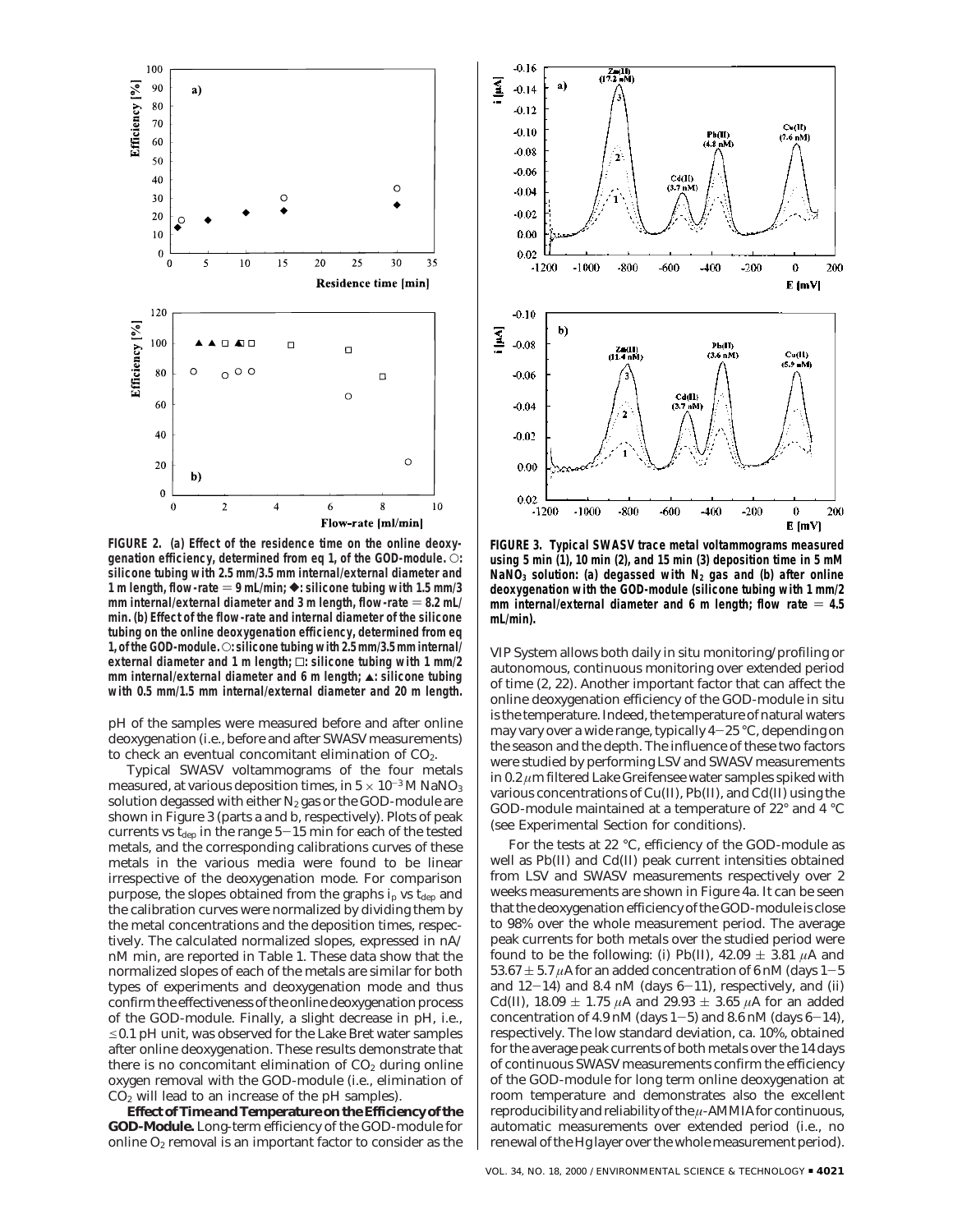FIGURE 2. (a) Effect of the residence time on the online deoxygenation efficiency, determined from eq 1, of the GOD-module. ○: silicone tubing with 2.5 mm/3.5 mm internal/external diameter and 1 m length, flow-rate = 9 mL/min; ◆: silicone tubing with 1.5 mm/3 mm internal/external diameter and 3 m length, flow-rate = 8.2 mL/min. (b) Effect of the flow-rate and internal diameter of the silicone tubing on the online deoxygenation efficiency, determined from eq 1, of the GOD-module. ○: silicone tubing with 2.5 mm/3.5 mm internal/external diameter and 1 m length; □: silicone tubing with 1 mm/2 mm internal/external diameter and 6 m length; ▲: silicone tubing with 0.5 mm/1.5 mm internal/external diameter and 20 m length.

FIGURE 3. Typical SWASV trace metal voltammograms measured using 5 min (1), 10 min (2), and 15 min (3) deposition time in 5 mM $NaNO_3$ solution: (a) degassed with $N_2$ gas and (b) after online deoxygenation with the GOD-module (silicone tubing with 1 mm/2 mm internal/external diameter and 6 m length; flow rate = 4.5 mL/min).

pH of the samples were measured before and after online deoxygenation (i.e., before and after SWASV measurements) to check an eventual concomitant elimination of $CO_2$.

Typical SWASV voltammograms of the four metals measured, at various deposition times, in $5 \times 10^{-3}$ M $NaNO_3$ solution degassed with either $N_2$ gas or the GOD-module are shown in Figure 3 (parts a and b, respectively). Plots of peak currents vs $t_{dep}$ in the range 5−15 min for each of the tested metals, and the corresponding calibrations curves of these metals in the various media were found to be linear irrespective of the deoxygenation mode. For comparison purpose, the slopes obtained from the graphs $i_p$ vs $t_{dep}$ and the calibration curves were normalized by dividing them by the metal concentrations and the deposition times, respectively. The calculated normalized slopes, expressed in nA/nM min, are reported in Table 1. These data show that the normalized slopes of each of the metals are similar for both types of experiments and deoxygenation mode and thus confirm the effectiveness of the online deoxygenation process of the GOD-module. Finally, a slight decrease in pH, i.e., ≤0.1 pH unit, was observed for the Lake Bret water samples after online deoxygenation. These results demonstrate that there is no concomitant elimination of $CO_2$ during online oxygen removal with the GOD-module (i.e., elimination of $CO_2$ will lead to an increase of the pH samples).

**Effect of Time and Temperature on the Efficiency of the GOD-Module.** Long-term efficiency of the GOD-module for online $O_2$ removal is an important factor to consider as the VIP System allows both daily in situ monitoring/profiling or autonomous, continuous monitoring over extended period of time (2, 22). Another important factor that can affect the online deoxygenation efficiency of the GOD-module in situ is the temperature. Indeed, the temperature of natural waters may vary over a wide range, typically 4−25 °C, depending on the season and the depth. The influence of these two factors were studied by performing LSV and SWASV measurements in 0.2 μm filtered Lake Greifensee water samples spiked with various concentrations of Cu(II), Pb(II), and Cd(II) using the GOD-module maintained at a temperature of 22° and 4 °C (see Experimental Section for conditions).

For the tests at 22 °C, efficiency of the GOD-module as well as Pb(II) and Cd(II) peak current intensities obtained from LSV and SWASV measurements respectively over 2 weeks measurements are shown in Figure 4a. It can be seen that the deoxygenation efficiency of the GOD-module is close to 98% over the whole measurement period. The average peak currents for both metals over the studied period were found to be the following: (i) Pb(II), 42.09 ± 3.81 μA and 53.67 ± 5.7 μA for an added concentration of 6 nM (days 1−5 and 12−14) and 8.4 nM (days 6−11), respectively, and (ii) Cd(II), 18.09 ± 1.75 μA and 29.93 ± 3.65 μA for an added concentration of 4.9 nM (days 1−5) and 8.6 nM (days 6−14), respectively. The low standard deviation, ca. 10%, obtained for the average peak currents of both metals over the 14 days of continuous SWASV measurements confirm the efficiency of the GOD-module for long term online deoxygenation at room temperature and demonstrates also the excellent reproducibility and reliability of the μ-AMMIA for continuous, automatic measurements over extended period (i.e., no renewal of the Hg layer over the whole measurement period).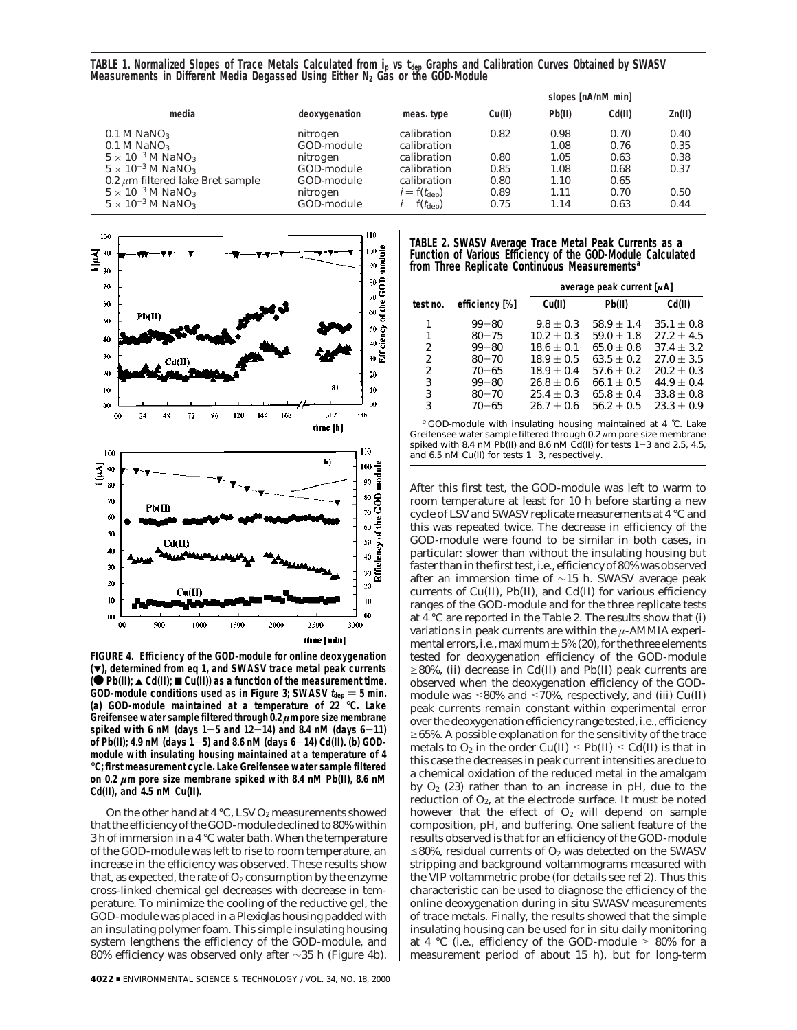**TABLE 1. Normalized Slopes of Trace Metals Calculated from $i_p$ vs $t_{dep}$ Graphs and Calibration Curves Obtained by SWASV Measurements in Different Media Degassed Using Either $N_2$ Gas or the GOD-Module**

| media | deoxygenation | meas. type | slopes [nA/nM min] | | | |
|---|---|---|---|---|---|---|
| | | | Cu(II) | Pb(II) | Cd(II) | Zn(II) |
| 0.1 M $NaNO_3$ | nitrogen | calibration | 0.82 | 0.98 | 0.70 | 0.40 |
| 0.1 M $NaNO_3$ | GOD-module | calibration | | 1.08 | 0.76 | 0.35 |
| $5 \times 10^{-3}$ M $NaNO_3$ | nitrogen | calibration | 0.80 | 1.05 | 0.63 | 0.38 |
| $5 \times 10^{-3}$ M $NaNO_3$ | GOD-module | calibration | 0.85 | 1.08 | 0.68 | 0.37 |
| 0.2 $\mu$m filtered lake Bret sample | GOD-module | calibration | 0.80 | 1.10 | 0.65 | |
| $5 \times 10^{-3}$ M $NaNO_3$ | nitrogen | $i = f(t_{dep})$ | 0.89 | 1.11 | 0.70 | 0.50 |
| $5 \times 10^{-3}$ M $NaNO_3$ | GOD-module | $i = f(t_{dep})$ | 0.75 | 1.14 | 0.63 | 0.44 |

**FIGURE 4. Efficiency of the GOD-module for online deoxygenation (▼), determined from eq 1, and SWASV trace metal peak currents (● Pb(II); ▲ Cd(II); ■ Cu(II)) as a function of the measurement time. GOD-module conditions used as in Figure 3; SWASV $t_{dep}$ = 5 min. (a) GOD-module maintained at a temperature of 22 °C. Lake Greifensee water sample filtered through 0.2 $\mu$m pore size membrane spiked with 6 nM (days 1−5 and 12−14) and 8.4 nM (days 6−11) of Pb(II); 4.9 nM (days 1−5) and 8.6 nM (days 6−14) Cd(II). (b) GOD-module with insulating housing maintained at a temperature of 4 °C; first measurement cycle. Lake Greifensee water sample filtered on 0.2 $\mu$m pore size membrane spiked with 8.4 nM Pb(II), 8.6 nM Cd(II), and 4.5 nM Cu(II).**

On the other hand at 4 °C, LSV $O_2$ measurements showed that the efficiency of the GOD-module declined to 80% within 3 h of immersion in a 4 °C water bath. When the temperature of the GOD-module was left to rise to room temperature, an increase in the efficiency was observed. These results show that, as expected, the rate of $O_2$ consumption by the enzyme cross-linked chemical gel decreases with decrease in temperature. To minimize the cooling of the reductive gel, the GOD-module was placed in a Plexiglas housing padded with an insulating polymer foam. This simple insulating housing system lengthens the efficiency of the GOD-module, and 80% efficiency was observed only after ~35 h (Figure 4b).

**TABLE 2. SWASV Average Trace Metal Peak Currents as a Function of Various Efficiency of the GOD-Module Calculated from Three Replicate Continuous Measurements[a]**

| test no. | efficiency [%] | average peak current [$\mu$A] | | |
|---|---|---|---|---|
| | | Cu(II) | Pb(II) | Cd(II) |
| 1 | 99−80 | 9.8 ± 0.3 | 58.9 ± 1.4 | 35.1 ± 0.8 |
| 1 | 80−75 | 10.2 ± 0.3 | 59.0 ± 1.8 | 27.2 ± 4.5 |
| 2 | 99−80 | 18.6 ± 0.1 | 65.0 ± 0.8 | 37.4 ± 3.2 |
| 2 | 80−70 | 18.9 ± 0.5 | 63.5 ± 0.2 | 27.0 ± 3.5 |
| 2 | 70−65 | 18.9 ± 0.4 | 57.6 ± 0.2 | 20.2 ± 0.3 |
| 3 | 99−80 | 26.8 ± 0.6 | 66.1 ± 0.5 | 44.9 ± 0.4 |
| 3 | 80−70 | 25.4 ± 0.3 | 65.8 ± 0.4 | 33.8 ± 0.8 |
| 3 | 70−65 | 26.7 ± 0.6 | 56.2 ± 0.5 | 23.3 ± 0.9 |

[a] GOD-module with insulating housing maintained at 4 °C. Lake Greifensee water sample filtered through 0.2 $\mu$m pore size membrane spiked with 8.4 nM Pb(II) and 8.6 nM Cd(II) for tests 1−3 and 2.5, 4.5, and 6.5 nM Cu(II) for tests 1−3, respectively.

After this first test, the GOD-module was left to warm to room temperature at least for 10 h before starting a new cycle of LSV and SWASV replicate measurements at 4 °C and this was repeated twice. The decrease in efficiency of the GOD-module were found to be similar in both cases, in particular: slower than without the insulating housing but faster than in the first test, i.e., efficiency of 80% was observed after an immersion time of ~15 h. SWASV average peak currents of Cu(II), Pb(II), and Cd(II) for various efficiency ranges of the GOD-module and for the three replicate tests at 4 °C are reported in the Table 2. The results show that (i) variations in peak currents are within the $\mu$-AMMIA experimental errors, i.e., maximum ± 5% (20), for the three elements tested for deoxygenation efficiency of the GOD-module ≥80%, (ii) decrease in Cd(II) and Pb(II) peak currents are observed when the deoxygenation efficiency of the GOD-module was <80% and <70%, respectively, and (iii) Cu(II) peak currents remain constant within experimental error over the deoxygenation efficiency range tested, i.e., efficiency ≥65%. A possible explanation for the sensitivity of the trace metals to $O_2$ in the order Cu(II) < Pb(II) < Cd(II) is that in this case the decreases in peak current intensities are due to a chemical oxidation of the reduced metal in the amalgam by $O_2$ (23) rather than to an increase in pH, due to the reduction of $O_2$, at the electrode surface. It must be noted however that the effect of $O_2$ will depend on sample composition, pH, and buffering. One salient feature of the results observed is that for an efficiency of the GOD-module ≤80%, residual currents of $O_2$ was detected on the SWASV stripping and background voltammograms measured with the VIP voltammetric probe (for details see ref 2). Thus this characteristic can be used to diagnose the efficiency of the online deoxygenation during in situ SWASV measurements of trace metals. Finally, the results showed that the simple insulating housing can be used for in situ daily monitoring at 4 °C (i.e., efficiency of the GOD-module > 80% for a measurement period of about 15 h), but for long-term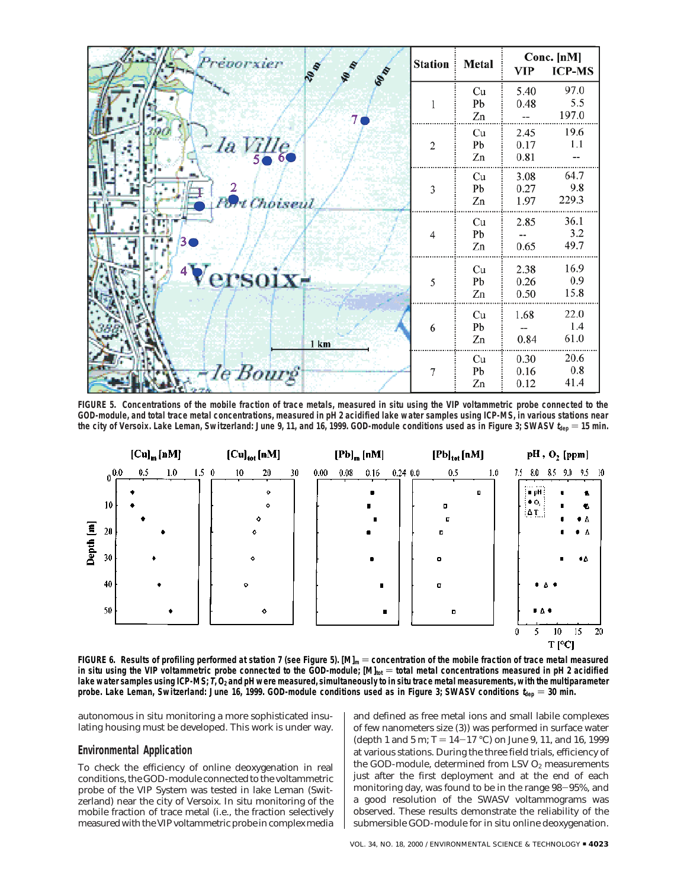| Station | Metal | Conc. [nM] VIP | Conc. [nM] ICP-MS |
|---|---|---|---|
| 1 | Cu | 5.40 | 97.0 |
| | Pb | 0.48 | 5.5 |
| | Zn | -- | 197.0 |
| 2 | Cu | 2.45 | 19.6 |
| | Pb | 0.17 | 1.1 |
| | Zn | 0.81 | -- |
| 3 | Cu | 3.08 | 64.7 |
| | Pb | 0.27 | 9.8 |
| | Zn | 1.97 | 229.3 |
| 4 | Cu | 2.85 | 36.1 |
| | Pb | -- | 3.2 |
| | Zn | 0.65 | 49.7 |
| 5 | Cu | 2.38 | 16.9 |
| | Pb | 0.26 | 0.9 |
| | Zn | 0.50 | 15.8 |
| 6 | Cu | 1.68 | 22.0 |
| | Pb | -- | 1.4 |
| | Zn | 0.84 | 61.0 |
| 7 | Cu | 0.30 | 20.6 |
| | Pb | 0.16 | 0.8 |
| | Zn | 0.12 | 41.4 |

**FIGURE 5. Concentrations of the mobile fraction of trace metals, measured in situ using the VIP voltammetric probe connected to the GOD-module, and total trace metal concentrations, measured in pH 2 acidified lake water samples using ICP-MS, in various stations near the city of Versoix. Lake Leman, Switzerland: June 9, 11, and 16, 1999. GOD-module conditions used as in Figure 3; SWASV $t_{dep}$ = 15 min.**

**FIGURE 6. Results of profiling performed at station 7 (see Figure 5). $[M]_m$ = concentration of the mobile fraction of trace metal measured in situ using the VIP voltammetric probe connected to the GOD-module; $[M]_{tot}$ = total metal concentrations measured in pH 2 acidified lake water samples using ICP-MS; $T$, $O_2$ and pH were measured, simultaneously to in situ trace metal measurements, with the multiparameter probe. Lake Leman, Switzerland: June 16, 1999. GOD-module conditions used as in Figure 3; SWASV conditions $t_{dep}$ = 30 min.**

autonomous in situ monitoring a more sophisticated insulating housing must be developed. This work is under way.

## Environmental Application

To check the efficiency of online deoxygenation in real conditions, the GOD-module connected to the voltammetric probe of the VIP System was tested in lake Leman (Switzerland) near the city of Versoix. In situ monitoring of the mobile fraction of trace metal (i.e., the fraction selectively measured with the VIP voltammetric probe in complex media and defined as free metal ions and small labile complexes of few nanometers size (3)) was performed in surface water (depth 1 and 5 m; T = 14–17 °C) on June 9, 11, and 16, 1999 at various stations. During the three field trials, efficiency of the GOD-module, determined from LSV $O_2$ measurements just after the first deployment and at the end of each monitoring day, was found to be in the range 98–95%, and a good resolution of the SWASV voltammograms was observed. These results demonstrate the reliability of the submersible GOD-module for in situ online deoxygenation.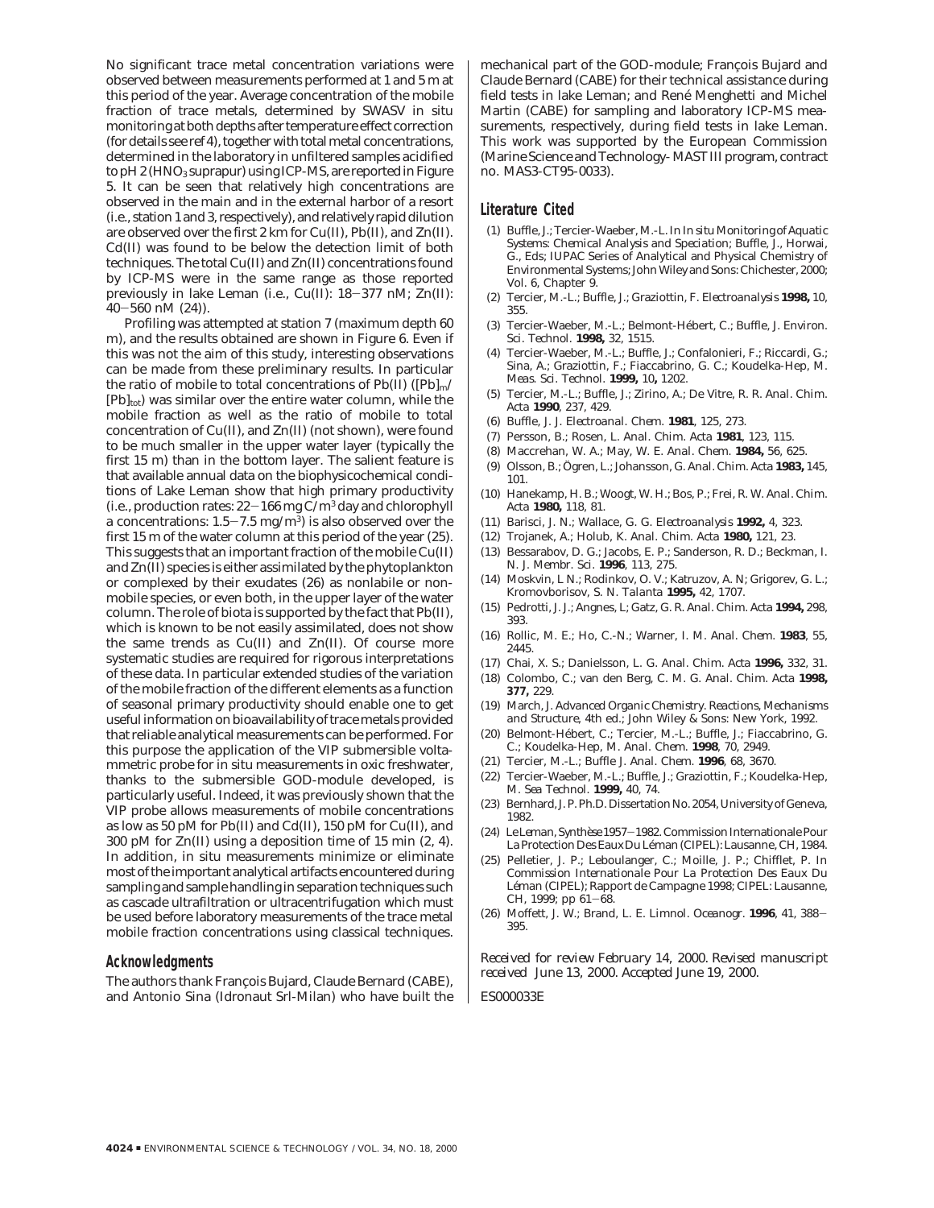No significant trace metal concentration variations were observed between measurements performed at 1 and 5 m at this period of the year. Average concentration of the mobile fraction of trace metals, determined by SWASV in situ monitoring at both depths after temperature effect correction (for details see ref 4), together with total metal concentrations, determined in the laboratory in unfiltered samples acidified to pH 2 ($HNO_3$ suprapur) using ICP-MS, are reported in Figure 5. It can be seen that relatively high concentrations are observed in the main and in the external harbor of a resort (i.e., station 1 and 3, respectively), and relatively rapid dilution are observed over the first 2 km for Cu(II), Pb(II), and Zn(II). Cd(II) was found to be below the detection limit of both techniques. The total Cu(II) and Zn(II) concentrations found by ICP-MS were in the same range as those reported previously in lake Leman (i.e., Cu(II): 18−377 nM; Zn(II): 40−560 nM (24)).

Profiling was attempted at station 7 (maximum depth 60 m), and the results obtained are shown in Figure 6. Even if this was not the aim of this study, interesting observations can be made from these preliminary results. In particular the ratio of mobile to total concentrations of Pb(II) ($[Pb]_m/[Pb]_{tot}$) was similar over the entire water column, while the mobile fraction as well as the ratio of mobile to total concentration of Cu(II), and Zn(II) (not shown), were found to be much smaller in the upper water layer (typically the first 15 m) than in the bottom layer. The salient feature is that available annual data on the biophysicochemical conditions of Lake Leman show that high primary productivity (i.e., production rates: 22−166 mg C/$m^3$ day and chlorophyll a concentrations: 1.5−7.5 mg/$m^3$) is also observed over the first 15 m of the water column at this period of the year (25). This suggests that an important fraction of the mobile Cu(II) and Zn(II) species is either assimilated by the phytoplankton or complexed by their exudates (26) as nonlabile or nonmobile species, or even both, in the upper layer of the water column. The role of biota is supported by the fact that Pb(II), which is known to be not easily assimilated, does not show the same trends as Cu(II) and Zn(II). Of course more systematic studies are required for rigorous interpretations of these data. In particular extended studies of the variation of the mobile fraction of the different elements as a function of seasonal primary productivity should enable one to get useful information on bioavailability of trace metals provided that reliable analytical measurements can be performed. For this purpose the application of the VIP submersible voltammetric probe for in situ measurements in oxic freshwater, thanks to the submersible GOD-module developed, is particularly useful. Indeed, it was previously shown that the VIP probe allows measurements of mobile concentrations as low as 50 pM for Pb(II) and Cd(II), 150 pM for Cu(II), and 300 pM for Zn(II) using a deposition time of 15 min (2, 4). In addition, in situ measurements minimize or eliminate most of the important analytical artifacts encountered during sampling and sample handling in separation techniques such as cascade ultrafiltration or ultracentrifugation which must be used before laboratory measurements of the trace metal mobile fraction concentrations using classical techniques.

## Acknowledgments

The authors thank François Bujard, Claude Bernard (CABE), and Antonio Sina (Idronaut Srl-Milan) who have built the mechanical part of the GOD-module; François Bujard and Claude Bernard (CABE) for their technical assistance during field tests in lake Leman; and René Menghetti and Michel Martin (CABE) for sampling and laboratory ICP-MS measurements, respectively, during field tests in lake Leman. This work was supported by the European Commission (Marine Science and Technology- MAST III program, contract no. MAS3-CT95-0033).

## Literature Cited

(1) Buffle, J.; Tercier-Waeber, M.-L. In *In situ Monitoring of Aquatic Systems: Chemical Analysis and Speciation*; Buffle, J., Horwai, G., Eds; IUPAC Series of Analytical and Physical Chemistry of Environmental Systems; John Wiley and Sons: Chichester, 2000; Vol. 6, Chapter 9.

(2) Tercier, M.-L.; Buffle, J.; Graziottin, F. *Electroanalysis* **1998,** 10, 355.

(3) Tercier-Waeber, M.-L.; Belmont-Hébert, C.; Buffle, J. *Environ. Sci. Technol.* **1998,** 32, 1515.

(4) Tercier-Waeber, M.-L.; Buffle, J.; Confalonieri, F.; Riccardi, G.; Sina, A.; Graziottin, F.; Fiaccabrino, G. C.; Koudelka-Hep, M. *Meas. Sci. Technol.* **1999,** 10**,** 1202.

(5) Tercier, M.-L.; Buffle, J.; Zirino, A.; De Vitre, R. R. *Anal. Chim. Acta* **1990**, 237, 429.

(6) Buffle, J. *J. Electroanal. Chem.* **1981**, 125, 273.

(7) Persson, B.; Rosen, L. *Anal. Chim. Acta* **1981**, 123, 115.

(8) Maccrehan, W. A.; May, W. E. *Anal. Chem.* **1984,** 56, 625.

(9) Olsson, B.; Ögren, L.; Johansson, G. *Anal. Chim. Acta* **1983,** 145, 101.

(10) Hanekamp, H. B.; Woogt, W. H.; Bos, P.; Frei, R. W. *Anal. Chim. Acta* **1980,** 118, 81.

(11) Barisci, J. N.; Wallace, G. G. *Electroanalysis* **1992,** 4, 323.

(12) Trojanek, A.; Holub, K. *Anal. Chim. Acta* **1980,** 121, 23.

(13) Bessarabov, D. G.; Jacobs, E. P.; Sanderson, R. D.; Beckman, I. N. *J. Membr. Sci.* **1996**, 113, 275.

(14) Moskvin, L. N.; Rodinkov, O. V.; Katruzov, A. N; Grigorev, G. L.; Kromovborisov, S. N. *Talanta* **1995,** 42, 1707.

(15) Pedrotti, J. J.; Angnes, L.; Gatz, G. R. *Anal. Chim. Acta* **1994,** 298, 393.

(16) Rollic, M. E.; Ho, C.-N.; Warner, I. M. *Anal. Chem.* **1983**, 55, 2445.

(17) Chai, X. S.; Danielsson, L. G. *Anal. Chim. Acta* **1996,** 332, 31.

(18) Colombo, C.; van den Berg, C. M. G. *Anal. Chim. Acta* **1998, 377,** 229.

(19) March, J. *Advanced Organic Chemistry. Reactions, Mechanisms and Structure*, 4th ed.; John Wiley & Sons: New York, 1992.

(20) Belmont-Hébert, C.; Tercier, M.-L.; Buffle, J.; Fiaccabrino, G. C.; Koudelka-Hep, M. *Anal. Chem.* **1998**, 70, 2949.

(21) Tercier, M.-L.; Buffle J. *Anal. Chem.* **1996**, 68, 3670.

(22) Tercier-Waeber, M.-L.; Buffle, J.; Graziottin, F.; Koudelka-Hep, M. *Sea Technol.* **1999,** 40, 74.

(23) Bernhard, J. P. Ph.D. Dissertation No. 2054, University of Geneva, 1982.

(24) Le Leman, Synthèse 1957−1982. Commission Internationale Pour La Protection Des Eaux Du Léman (CIPEL): Lausanne, CH, 1984.

(25) Pelletier, J. P.; Leboulanger, C.; Moille, J. P.; Chifflet, P. In *Commission Internationale Pour La Protection Des Eaux Du Léman (CIPEL)*; Rapport de Campagne 1998; CIPEL: Lausanne, CH, 1999; pp 61−68.

(26) Moffett, J. W.; Brand, L. E. *Limnol. Oceanogr.* **1996**, 41, 388−395.

*Received for review February 14, 2000. Revised manuscript received June 13, 2000. Accepted June 19, 2000.*

ES000033E